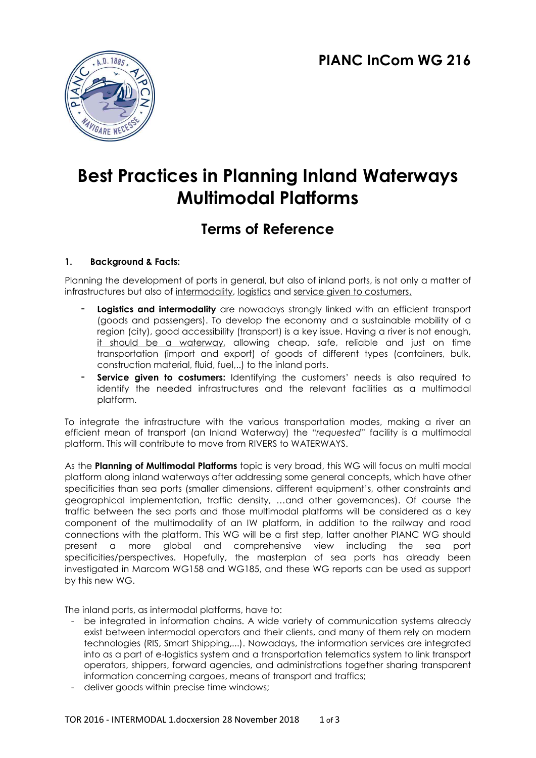**PIANC InCom WG 216**

# Best Practices in Planning Inland Waterways Multimodal Platforms

## Terms of Reference

### 1. Background & Facts:

Planning the development of ports in general, but also of inland ports, is not only a matter of infrastructures but also of intermodality, logistics and service given to costumers.

- **Logistics and intermodality** are nowadays strongly linked with an efficient transport (goods and passengers). To develop the economy and a sustainable mobility of a region (city), good accessibility (transport) is a key issue. Having a river is not enough, it should be a waterway, allowing cheap, safe, reliable and just on time transportation (import and export) of goods of different types (containers, bulk, construction material, fluid, fuel,..) to the inland ports.
- **Service given to costumers:** Identifying the customers' needs is also required to identify the needed infrastructures and the relevant facilities as a multimodal platform.

To integrate the infrastructure with the various transportation modes, making a river an efficient mean of transport (an Inland Waterway) the "*requested*" facility is a multimodal platform. This will contribute to move from RIVERS to WATERWAYS.

As the **Planning of Multimodal Platforms** topic is very broad, this WG will focus on multi modal platform along inland waterways after addressing some general concepts, which have other specificities than sea ports (smaller dimensions, different equipment's, other constraints and geographical implementation, traffic density, …and other governances). Of course the traffic between the sea ports and those multimodal platforms will be considered as a key component of the multimodality of an IW platform, in addition to the railway and road connections with the platform. This WG will be a first step, latter another PIANC WG should present a more global and comprehensive view including the sea port specificities/perspectives. Hopefully, the masterplan of sea ports has already been investigated in Marcom WG158 and WG185, and these WG reports can be used as support by this new WG.

The inland ports, as intermodal platforms, have to:

- be integrated in information chains. A wide variety of communication systems already exist between intermodal operators and their clients, and many of them rely on modern technologies (RIS, Smart Shipping,...). Nowadays, the information services are integrated into as a part of e-logistics system and a transportation telematics system to link transport operators, shippers, forward agencies, and administrations together sharing transparent information concerning cargoes, means of transport and traffics;
- deliver goods within precise time windows;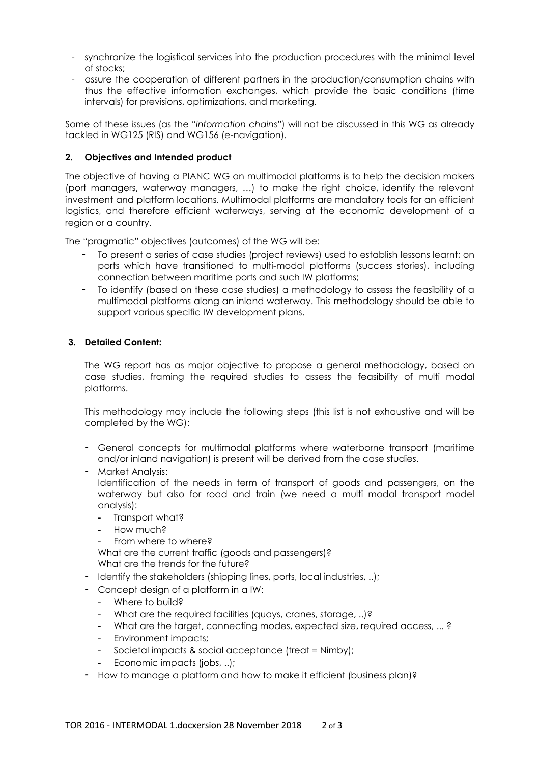- synchronize the logistical services into the production procedures with the minimal level of stocks;
- assure the cooperation of different partners in the production/consumption chains with thus the effective information exchanges, which provide the basic conditions (time intervals) for previsions, optimizations, and marketing.

Some of these issues (as the "*information chains*") will not be discussed in this WG as already tackled in WG125 (RIS) and WG156 (e-navigation).

## 2. Objectives and Intended product

The objective of having a PIANC WG on multimodal platforms is to help the decision makers (port managers, waterway managers, …) to make the right choice, identify the relevant investment and platform locations. Multimodal platforms are mandatory tools for an efficient logistics, and therefore efficient waterways, serving at the economic development of a region or a country.

The "pragmatic" objectives (outcomes) of the WG will be:

- To present a series of case studies (project reviews) used to establish lessons learnt; on ports which have transitioned to multi-modal platforms (success stories), including connection between maritime ports and such IW platforms;
- To identify (based on these case studies) a methodology to assess the feasibility of a multimodal platforms along an inland waterway. This methodology should be able to support various specific IW development plans.

## 3. Detailed Content:

The WG report has as major objective to propose a general methodology, based on case studies, framing the required studies to assess the feasibility of multi modal platforms.

This methodology may include the following steps (this list is not exhaustive and will be completed by the WG):

- General concepts for multimodal platforms where waterborne transport (maritime and/or inland navigation) is present will be derived from the case studies.
- Market Analysis:
  Identification of the needs in term of transport of goods and passengers, on the waterway but also for road and train (we need a multi modal transport model analysis):
  - Transport what?
  - How much?
  - From where to where?

  What are the current traffic (goods and passengers)?
  What are the trends for the future?
- Identify the stakeholders (shipping lines, ports, local industries, ..);
- Concept design of a platform in a IW:
  - Where to build?
  - What are the required facilities (quays, cranes, storage, ..)?
  - What are the target, connecting modes, expected size, required access, ... ?
  - Environment impacts;
  - Societal impacts & social acceptance (treat = Nimby);
  - Economic impacts (jobs, ..);
- How to manage a platform and how to make it efficient (business plan)?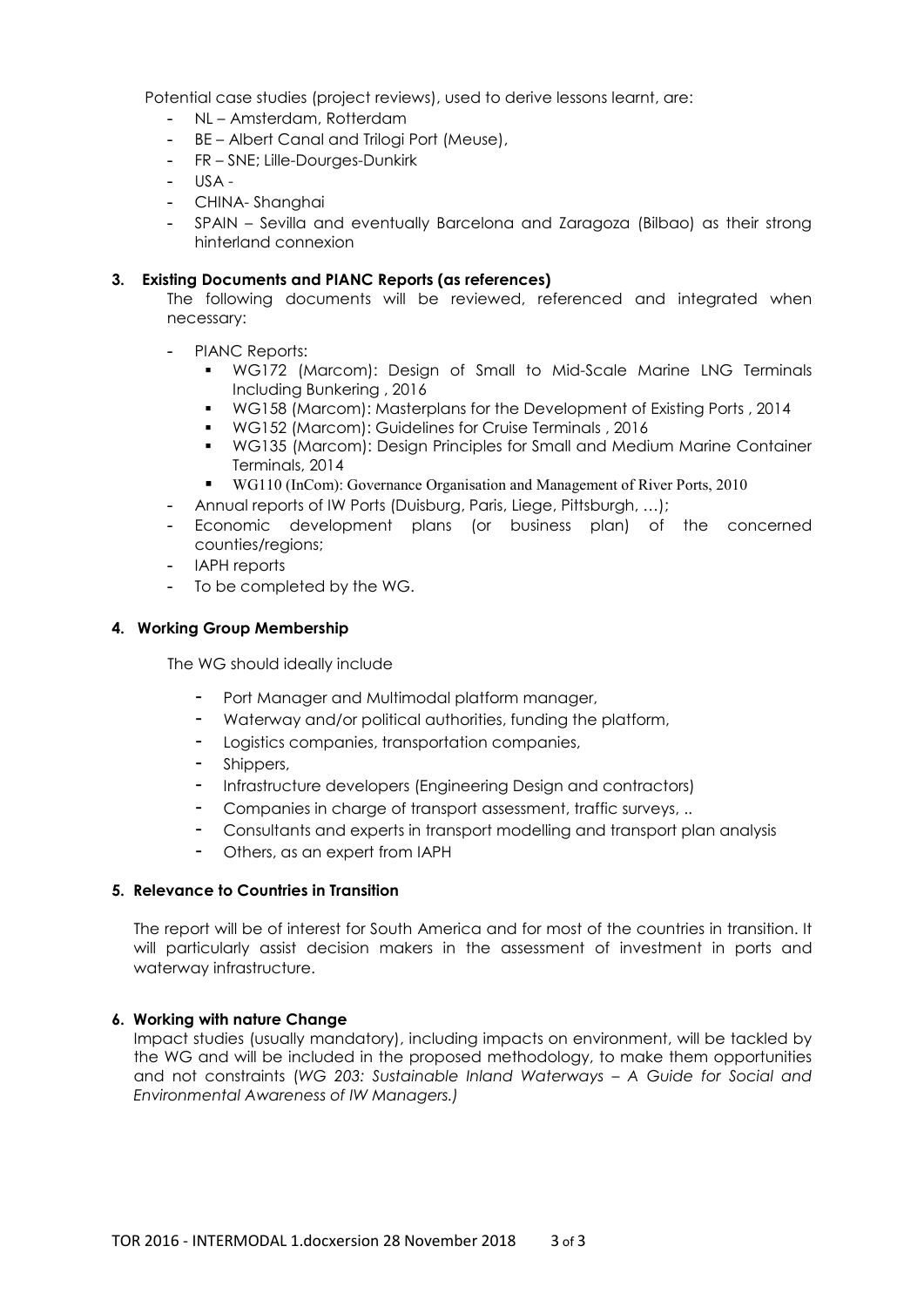Potential case studies (project reviews), used to derive lessons learnt, are:

- NL – Amsterdam, Rotterdam
- BE – Albert Canal and Trilogi Port (Meuse),
- FR – SNE; Lille-Dourges-Dunkirk
- USA -
- CHINA- Shanghai
- SPAIN – Sevilla and eventually Barcelona and Zaragoza (Bilbao) as their strong hinterland connexion

### 3. Existing Documents and PIANC Reports (as references)

The following documents will be reviewed, referenced and integrated when necessary:

- PIANC Reports:
  - WG172 (Marcom): Design of Small to Mid-Scale Marine LNG Terminals Including Bunkering , 2016
  - WG158 (Marcom): Masterplans for the Development of Existing Ports , 2014
  - WG152 (Marcom): Guidelines for Cruise Terminals , 2016
  - WG135 (Marcom): Design Principles for Small and Medium Marine Container Terminals, 2014
  - WG110 (InCom): Governance Organisation and Management of River Ports, 2010
- Annual reports of IW Ports (Duisburg, Paris, Liege, Pittsburgh, …);
- Economic development plans (or business plan) of the concerned counties/regions;
- IAPH reports
- To be completed by the WG.

### 4. Working Group Membership

The WG should ideally include

- Port Manager and Multimodal platform manager,
- Waterway and/or political authorities, funding the platform,
- Logistics companies, transportation companies,
- Shippers,
- Infrastructure developers (Engineering Design and contractors)
- Companies in charge of transport assessment, traffic surveys, ..
- Consultants and experts in transport modelling and transport plan analysis
- Others, as an expert from IAPH

### 5. Relevance to Countries in Transition

The report will be of interest for South America and for most of the countries in transition. It will particularly assist decision makers in the assessment of investment in ports and waterway infrastructure.

### 6. Working with nature Change

Impact studies (usually mandatory), including impacts on environment, will be tackled by the WG and will be included in the proposed methodology, to make them opportunities and not constraints *(WG 203: Sustainable Inland Waterways – A Guide for Social and Environmental Awareness of IW Managers.)*